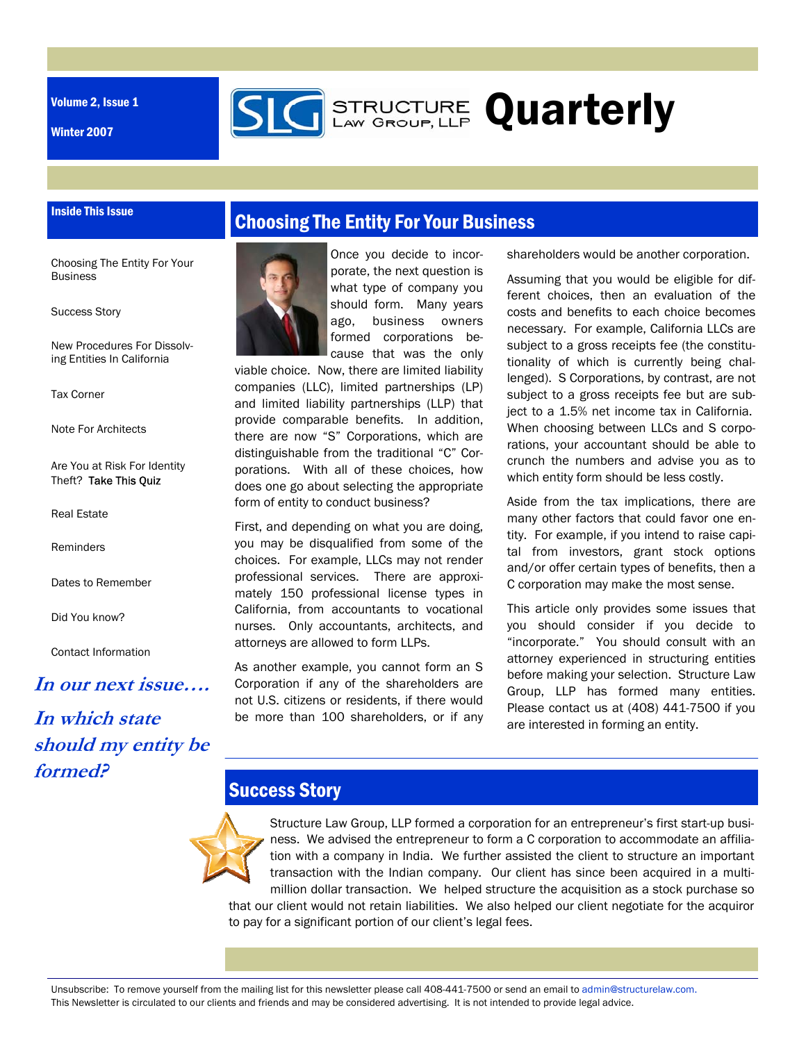Volume 2, Issue 1

Winter 2007

# Structure Law Group, LLP Quarterly

### Inside This Issue

- Choosing The Entity For Your Business
- Success Story
- New Procedures For Dissolving Entities In California
- Tax Corner
- Note For Architects
- Are You at Risk For Identity Theft? Take This Quiz
- Real Estate
- Reminders
- Dates to Remember
- Did You know?
- Contact Information

***In our next issue….***

***In which state should my entity be formed?***

## Choosing The Entity For Your Business

Once you decide to incorporate, the next question is what type of company you should form. Many years ago, business owners formed corporations because that was the only viable choice. Now, there are limited liability companies (LLC), limited partnerships (LP) and limited liability partnerships (LLP) that provide comparable benefits. In addition, there are now "S" Corporations, which are distinguishable from the traditional "C" Corporations. With all of these choices, how does one go about selecting the appropriate form of entity to conduct business?

First, and depending on what you are doing, you may be disqualified from some of the choices. For example, LLCs may not render professional services. There are approximately 150 professional license types in California, from accountants to vocational nurses. Only accountants, architects, and attorneys are allowed to form LLPs.

As another example, you cannot form an S Corporation if any of the shareholders are not U.S. citizens or residents, if there would be more than 100 shareholders, or if any shareholders would be another corporation.

Assuming that you would be eligible for different choices, then an evaluation of the costs and benefits to each choice becomes necessary. For example, California LLCs are subject to a gross receipts fee (the constitutionality of which is currently being challenged). S Corporations, by contrast, are not subject to a gross receipts fee but are subject to a 1.5% net income tax in California. When choosing between LLCs and S corporations, your accountant should be able to crunch the numbers and advise you as to which entity form should be less costly.

Aside from the tax implications, there are many other factors that could favor one entity. For example, if you intend to raise capital from investors, grant stock options and/or offer certain types of benefits, then a C corporation may make the most sense.

This article only provides some issues that you should consider if you decide to "incorporate." You should consult with an attorney experienced in structuring entities before making your selection. Structure Law Group, LLP has formed many entities. Please contact us at (408) 441-7500 if you are interested in forming an entity.

## Success Story

Structure Law Group, LLP formed a corporation for an entrepreneur's first start-up business. We advised the entrepreneur to form a C corporation to accommodate an affiliation with a company in India. We further assisted the client to structure an important transaction with the Indian company. Our client has since been acquired in a multi-million dollar transaction. We helped structure the acquisition as a stock purchase so that our client would not retain liabilities. We also helped our client negotiate for the acquiror to pay for a significant portion of our client's legal fees.

Unsubscribe: To remove yourself from the mailing list for this newsletter please call 408-441-7500 or send an email to admin@structurelaw.com.
This Newsletter is circulated to our clients and friends and may be considered advertising. It is not intended to provide legal advice.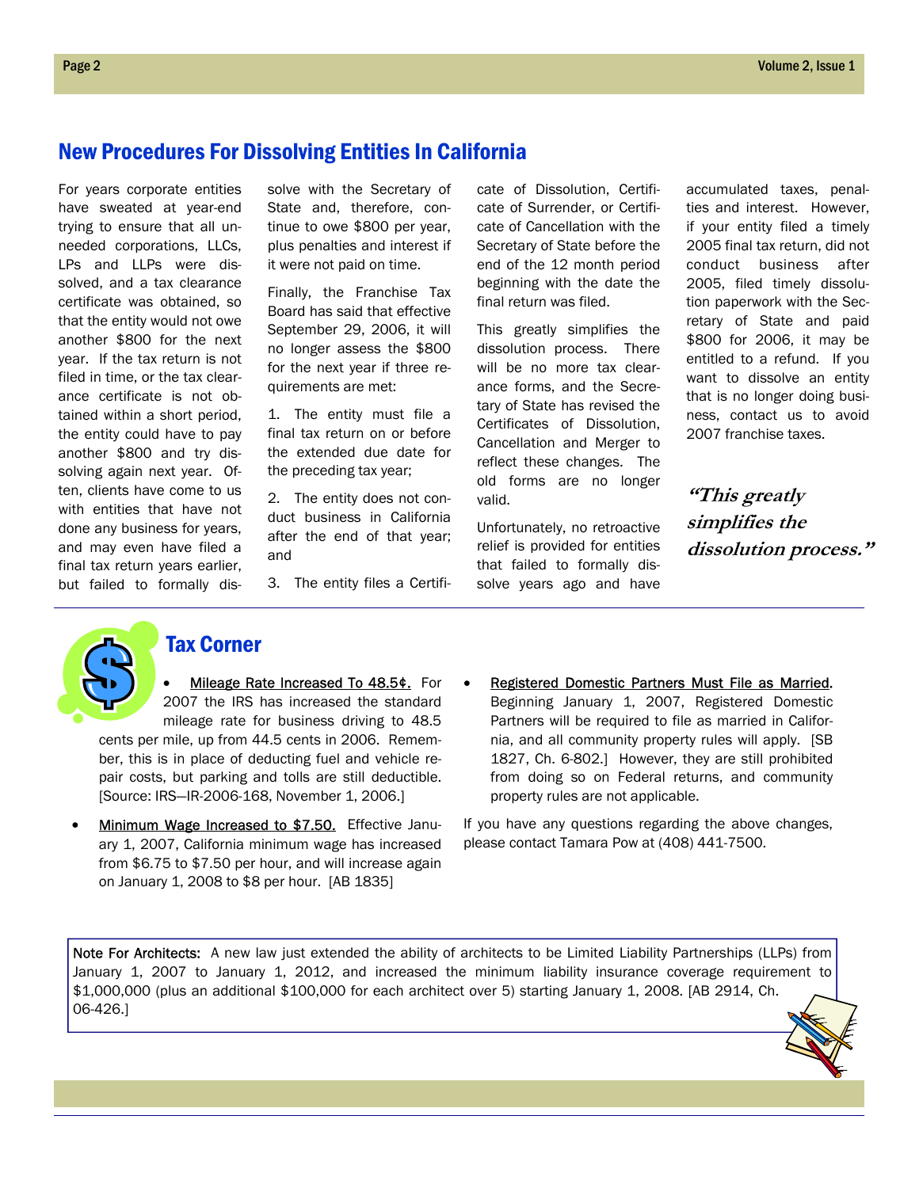## New Procedures For Dissolving Entities In California

For years corporate entities have sweated at year-end trying to ensure that all unneeded corporations, LLCs, LPs and LLPs were dissolved, and a tax clearance certificate was obtained, so that the entity would not owe another $800 for the next year. If the tax return is not filed in time, or the tax clearance certificate is not obtained within a short period, the entity could have to pay another $800 and try dissolving again next year. Often, clients have come to us with entities that have not done any business for years, and may even have filed a final tax return years earlier, but failed to formally dissolve with the Secretary of State and, therefore, continue to owe $800 per year, plus penalties and interest if it were not paid on time.

Finally, the Franchise Tax Board has said that effective September 29, 2006, it will no longer assess the $800 for the next year if three requirements are met:

1. The entity must file a final tax return on or before the extended due date for the preceding tax year;
2. The entity does not conduct business in California after the end of that year; and
3. The entity files a Certificate of Dissolution, Certificate of Surrender, or Certificate of Cancellation with the Secretary of State before the end of the 12 month period beginning with the date the final return was filed.

This greatly simplifies the dissolution process. There will be no more tax clearance forms, and the Secretary of State has revised the Certificates of Dissolution, Cancellation and Merger to reflect these changes. The old forms are no longer valid.

Unfortunately, no retroactive relief is provided for entities that failed to formally dissolve years ago and have accumulated taxes, penalties and interest. However, if your entity filed a timely 2005 final tax return, did not conduct business after 2005, filed timely dissolution paperwork with the Secretary of State and paid $800 for 2006, it may be entitled to a refund. If you want to dissolve an entity that is no longer doing business, contact us to avoid 2007 franchise taxes.

***"This greatly simplifies the dissolution process."***

## Tax Corner

- Mileage Rate Increased To 48.5¢. For 2007 the IRS has increased the standard mileage rate for business driving to 48.5 cents per mile, up from 44.5 cents in 2006. Remember, this is in place of deducting fuel and vehicle repair costs, but parking and tolls are still deductible. [Source: IRS—IR-2006-168, November 1, 2006.]
- Minimum Wage Increased to $7.50. Effective January 1, 2007, California minimum wage has increased from $6.75 to $7.50 per hour, and will increase again on January 1, 2008 to $8 per hour. [AB 1835]
- Registered Domestic Partners Must File as Married. Beginning January 1, 2007, Registered Domestic Partners will be required to file as married in California, and all community property rules will apply. [SB 1827, Ch. 6-802.] However, they are still prohibited from doing so on Federal returns, and community property rules are not applicable.

If you have any questions regarding the above changes, please contact Tamara Pow at (408) 441-7500.

Note For Architects: A new law just extended the ability of architects to be Limited Liability Partnerships (LLPs) from January 1, 2007 to January 1, 2012, and increased the minimum liability insurance coverage requirement to $1,000,000 (plus an additional $100,000 for each architect over 5) starting January 1, 2008. [AB 2914, Ch. 06-426.]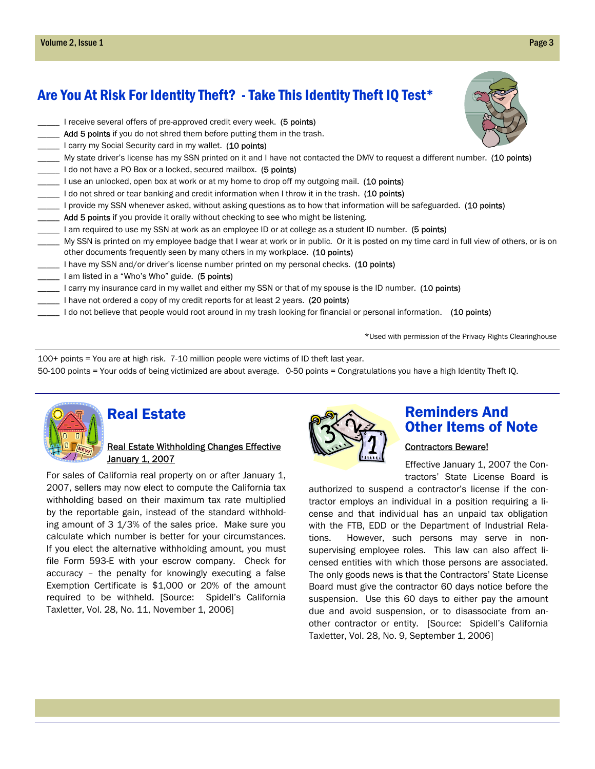## Are You At Risk For Identity Theft? - Take This Identity Theft IQ Test*

_____ I receive several offers of pre-approved credit every week. **(5 points)**
_____ **Add 5 points** if you do not shred them before putting them in the trash.
_____ I carry my Social Security card in my wallet. **(10 points)**
_____ My state driver's license has my SSN printed on it and I have not contacted the DMV to request a different number. **(10 points)**
_____ I do not have a PO Box or a locked, secured mailbox. **(5 points)**
_____ I use an unlocked, open box at work or at my home to drop off my outgoing mail. **(10 points)**
_____ I do not shred or tear banking and credit information when I throw it in the trash. **(10 points)**
_____ I provide my SSN whenever asked, without asking questions as to how that information will be safeguarded. **(10 points)**
_____ **Add 5 points** if you provide it orally without checking to see who might be listening.
_____ I am required to use my SSN at work as an employee ID or at college as a student ID number. **(5 points)**
_____ My SSN is printed on my employee badge that I wear at work or in public. Or it is posted on my time card in full view of others, or is on other documents frequently seen by many others in my workplace. **(10 points)**
_____ I have my SSN and/or driver's license number printed on my personal checks. **(10 points)**
_____ I am listed in a "Who's Who" guide. **(5 points)**
_____ I carry my insurance card in my wallet and either my SSN or that of my spouse is the ID number. **(10 points)**
_____ I have not ordered a copy of my credit reports for at least 2 years. **(20 points)**
_____ I do not believe that people would root around in my trash looking for financial or personal information. **(10 points)**

*Used with permission of the Privacy Rights Clearinghouse

100+ points = You are at high risk. 7-10 million people were victims of ID theft last year.
50-100 points = Your odds of being victimized are about average. 0-50 points = Congratulations you have a high Identity Theft IQ.

## Real Estate

### Real Estate Withholding Changes Effective January 1, 2007

For sales of California real property on or after January 1, 2007, sellers may now elect to compute the California tax withholding based on their maximum tax rate multiplied by the reportable gain, instead of the standard withholding amount of 3 1/3% of the sales price. Make sure you calculate which number is better for your circumstances. If you elect the alternative withholding amount, you must file Form 593-E with your escrow company. Check for accuracy – the penalty for knowingly executing a false Exemption Certificate is $1,000 or 20% of the amount required to be withheld. [Source: Spidell's California Taxletter, Vol. 28, No. 11, November 1, 2006]

## Reminders And Other Items of Note

### Contractors Beware!

Effective January 1, 2007 the Contractors' State License Board is authorized to suspend a contractor's license if the contractor employs an individual in a position requiring a license and that individual has an unpaid tax obligation with the FTB, EDD or the Department of Industrial Relations. However, such persons may serve in non-supervising employee roles. This law can also affect licensed entities with which those persons are associated. The only goods news is that the Contractors' State License Board must give the contractor 60 days notice before the suspension. Use this 60 days to either pay the amount due and avoid suspension, or to disassociate from another contractor or entity. [Source: Spidell's California Taxletter, Vol. 28, No. 9, September 1, 2006]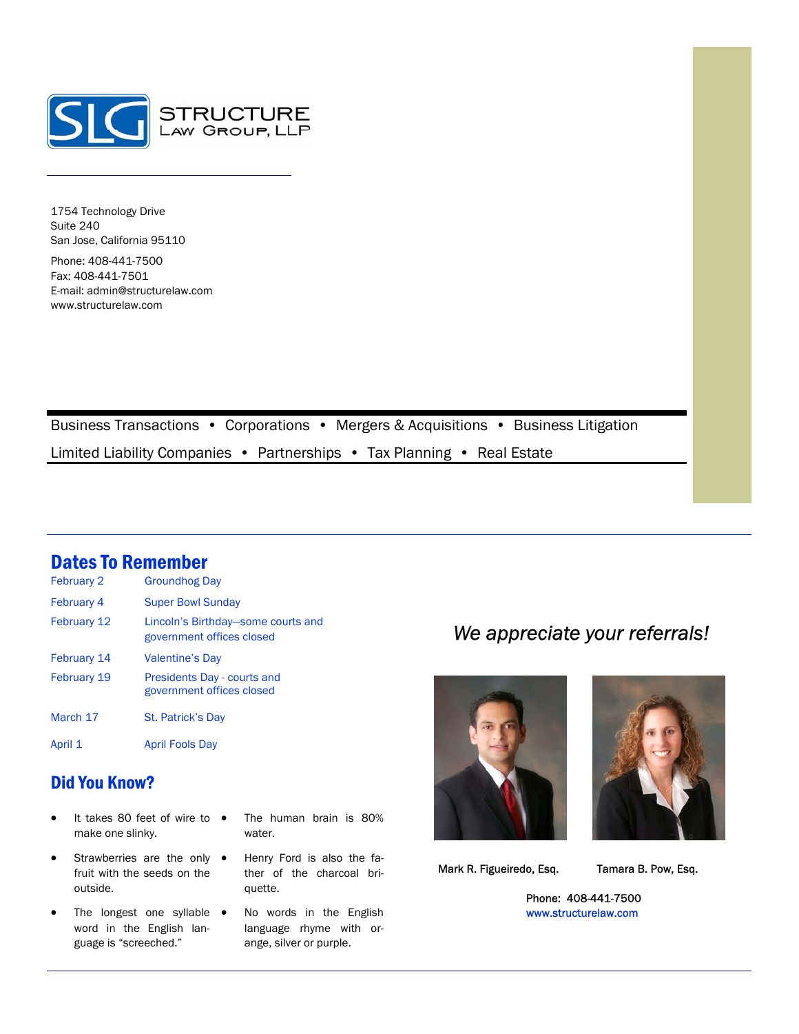**STRUCTURE LAW GROUP, LLP**

1754 Technology Drive
Suite 240
San Jose, California 95110

Phone: 408-441-7500
Fax: 408-441-7501
E-mail: admin@structurelaw.com
www.structurelaw.com

Business Transactions • Corporations • Mergers & Acquisitions • Business Litigation
Limited Liability Companies • Partnerships • Tax Planning • Real Estate

## Dates To Remember

| | |
|---|---|
| February 2 | Groundhog Day |
| February 4 | Super Bowl Sunday |
| February 12 | Lincoln's Birthday—some courts and government offices closed |
| February 14 | Valentine's Day |
| February 19 | Presidents Day - courts and government offices closed |
| March 17 | St. Patrick's Day |
| April 1 | April Fools Day |

## Did You Know?

- It takes 80 feet of wire to make one slinky.
- Strawberries are the only fruit with the seeds on the outside.
- The longest one syllable word in the English language is "screeched."
- The human brain is 80% water.
- Henry Ford is also the father of the charcoal briquette.
- No words in the English language rhyme with orange, silver or purple.

*We appreciate your referrals!*

Mark R. Figueiredo, Esq.

Tamara B. Pow, Esq.

Phone: 408-441-7500
www.structurelaw.com